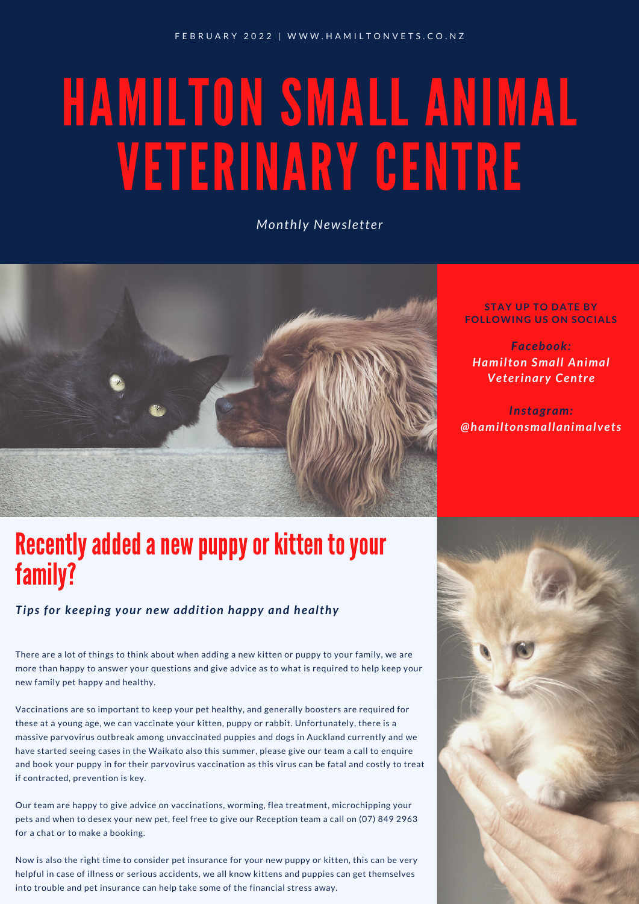FEBRUARY 2022 | WWW.HAMILTONVETS.CO.NZ

# HAMILTON SMALL ANIMAL VETERINARY CENTRE

*Monthly Newsletter*

**STAY UP TO DATE BY FOLLOWING US ON SOCIALS**

***Facebook:***
***Hamilton Small Animal Veterinary Centre***

***Instagram:***
***@hamiltonsmallanimalvets***

## Recently added a new puppy or kitten to your family?

***Tips for keeping your new addition happy and healthy***

There are a lot of things to think about when adding a new kitten or puppy to your family, we are more than happy to answer your questions and give advice as to what is required to help keep your new family pet happy and healthy.

Vaccinations are so important to keep your pet healthy, and generally boosters are required for these at a young age, we can vaccinate your kitten, puppy or rabbit. Unfortunately, there is a massive parvovirus outbreak among unvaccinated puppies and dogs in Auckland currently and we have started seeing cases in the Waikato also this summer, please give our team a call to enquire and book your puppy in for their parvovirus vaccination as this virus can be fatal and costly to treat if contracted, prevention is key.

Our team are happy to give advice on vaccinations, worming, flea treatment, microchipping your pets and when to desex your new pet, feel free to give our Reception team a call on (07) 849 2963 for a chat or to make a booking.

Now is also the right time to consider pet insurance for your new puppy or kitten, this can be very helpful in case of illness or serious accidents, we all know kittens and puppies can get themselves into trouble and pet insurance can help take some of the financial stress away.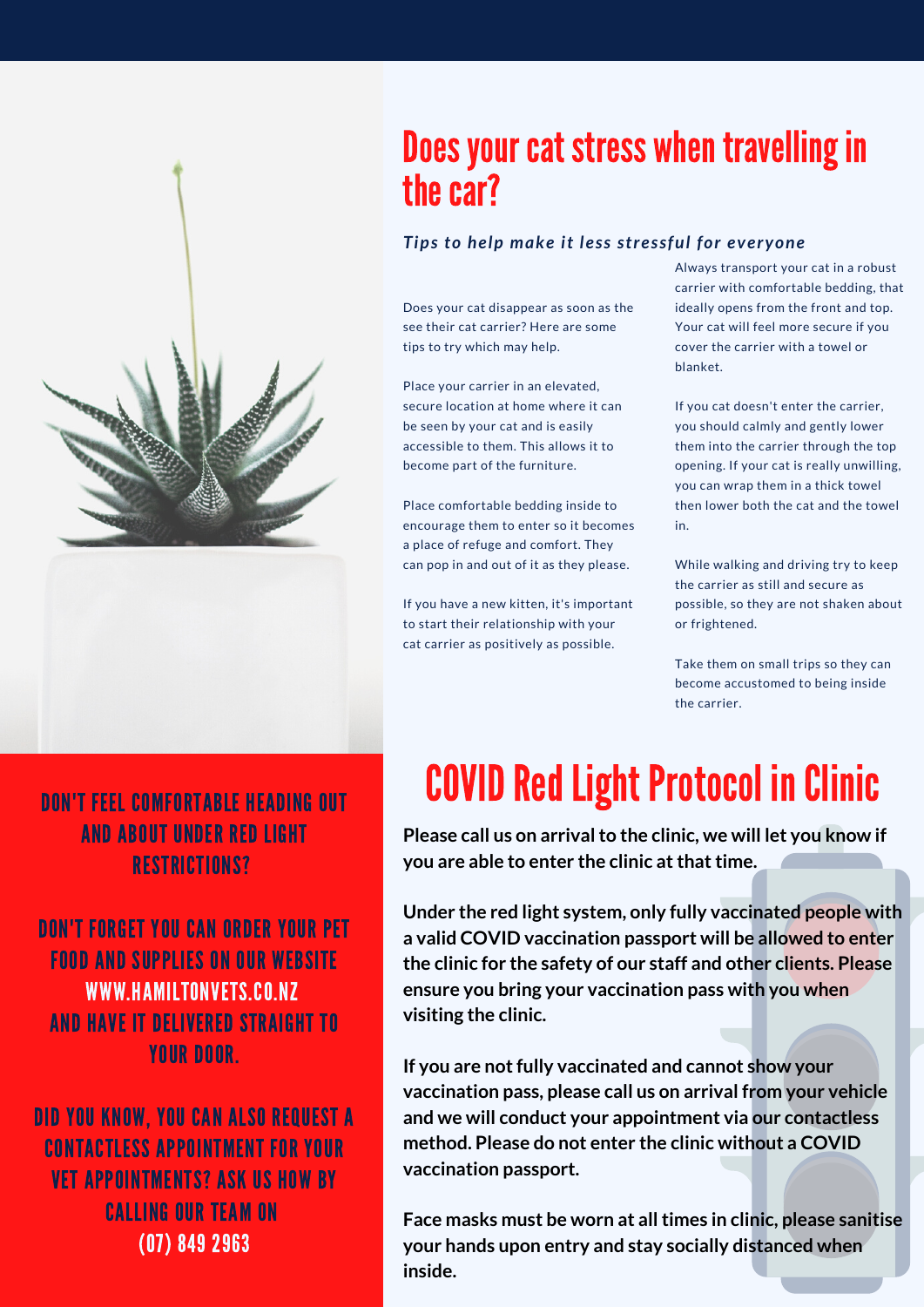# Does your cat stress when travelling in the car?

***Tips to help make it less stressful for everyone***

Does your cat disappear as soon as the see their cat carrier? Here are some tips to try which may help.

Place your carrier in an elevated, secure location at home where it can be seen by your cat and is easily accessible to them. This allows it to become part of the furniture.

Place comfortable bedding inside to encourage them to enter so it becomes a place of refuge and comfort. They can pop in and out of it as they please.

If you have a new kitten, it's important to start their relationship with your cat carrier as positively as possible.

Always transport your cat in a robust carrier with comfortable bedding, that ideally opens from the front and top. Your cat will feel more secure if you cover the carrier with a towel or blanket.

If you cat doesn't enter the carrier, you should calmly and gently lower them into the carrier through the top opening. If your cat is really unwilling, you can wrap them in a thick towel then lower both the cat and the towel in.

While walking and driving try to keep the carrier as still and secure as possible, so they are not shaken about or frightened.

Take them on small trips so they can become accustomed to being inside the carrier.

DON'T FEEL COMFORTABLE HEADING OUT AND ABOUT UNDER RED LIGHT RESTRICTIONS?

DON'T FORGET YOU CAN ORDER YOUR PET FOOD AND SUPPLIES ON OUR WEBSITE WWW.HAMILTONVETS.CO.NZ AND HAVE IT DELIVERED STRAIGHT TO YOUR DOOR.

DID YOU KNOW, YOU CAN ALSO REQUEST A CONTACTLESS APPOINTMENT FOR YOUR VET APPOINTMENTS? ASK US HOW BY CALLING OUR TEAM ON (07) 849 2963

# COVID Red Light Protocol in Clinic

**Please call us on arrival to the clinic, we will let you know if you are able to enter the clinic at that time.**

**Under the red light system, only fully vaccinated people with a valid COVID vaccination passport will be allowed to enter the clinic for the safety of our staff and other clients. Please ensure you bring your vaccination pass with you when visiting the clinic.**

**If you are not fully vaccinated and cannot show your vaccination pass, please call us on arrival from your vehicle and we will conduct your appointment via our contactless method. Please do not enter the clinic without a COVID vaccination passport.**

**Face masks must be worn at all times in clinic, please sanitise your hands upon entry and stay socially distanced when inside.**